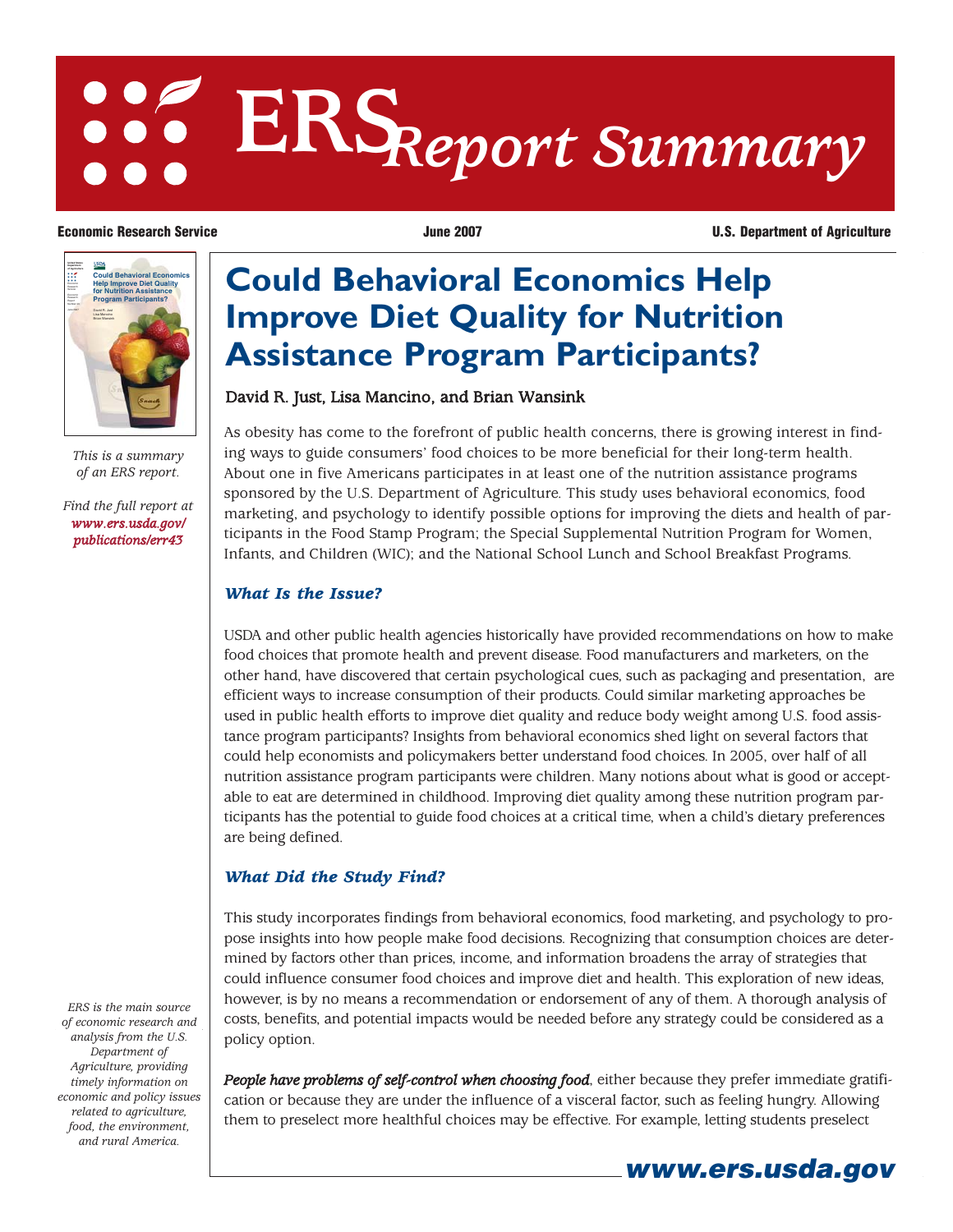# ERS Report Summary

**Economic Research Service** **June 2007** **U.S. Department of Agriculture**

*This is a summary of an ERS report.*

*Find the full report at www.ers.usda.gov/publications/err43*

*ERS is the main source of economic research and analysis from the U.S. Department of Agriculture, providing timely information on economic and policy issues related to agriculture, food, the environment, and rural America.*

## Could Behavioral Economics Help Improve Diet Quality for Nutrition Assistance Program Participants?

David R. Just, Lisa Mancino, and Brian Wansink

As obesity has come to the forefront of public health concerns, there is growing interest in finding ways to guide consumers' food choices to be more beneficial for their long-term health. About one in five Americans participates in at least one of the nutrition assistance programs sponsored by the U.S. Department of Agriculture. This study uses behavioral economics, food marketing, and psychology to identify possible options for improving the diets and health of participants in the Food Stamp Program; the Special Supplemental Nutrition Program for Women, Infants, and Children (WIC); and the National School Lunch and School Breakfast Programs.

### *What Is the Issue?*

USDA and other public health agencies historically have provided recommendations on how to make food choices that promote health and prevent disease. Food manufacturers and marketers, on the other hand, have discovered that certain psychological cues, such as packaging and presentation, are efficient ways to increase consumption of their products. Could similar marketing approaches be used in public health efforts to improve diet quality and reduce body weight among U.S. food assistance program participants? Insights from behavioral economics shed light on several factors that could help economists and policymakers better understand food choices. In 2005, over half of all nutrition assistance program participants were children. Many notions about what is good or acceptable to eat are determined in childhood. Improving diet quality among these nutrition program participants has the potential to guide food choices at a critical time, when a child's dietary preferences are being defined.

### *What Did the Study Find?*

This study incorporates findings from behavioral economics, food marketing, and psychology to propose insights into how people make food decisions. Recognizing that consumption choices are determined by factors other than prices, income, and information broadens the array of strategies that could influence consumer food choices and improve diet and health. This exploration of new ideas, however, is by no means a recommendation or endorsement of any of them. A thorough analysis of costs, benefits, and potential impacts would be needed before any strategy could be considered as a policy option.

***People have problems of self-control when choosing food***, either because they prefer immediate gratification or because they are under the influence of a visceral factor, such as feeling hungry. Allowing them to preselect more healthful choices may be effective. For example, letting students preselect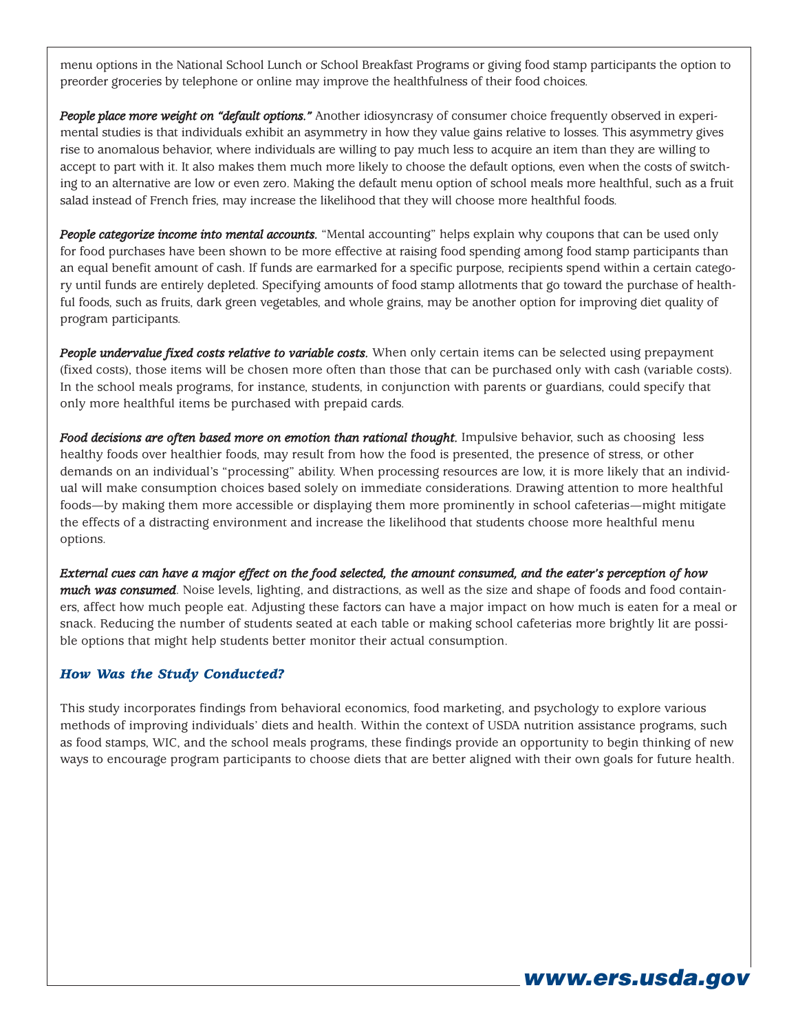menu options in the National School Lunch or School Breakfast Programs or giving food stamp participants the option to preorder groceries by telephone or online may improve the healthfulness of their food choices.

***People place more weight on "default options."*** Another idiosyncrasy of consumer choice frequently observed in experimental studies is that individuals exhibit an asymmetry in how they value gains relative to losses. This asymmetry gives rise to anomalous behavior, where individuals are willing to pay much less to acquire an item than they are willing to accept to part with it. It also makes them much more likely to choose the default options, even when the costs of switching to an alternative are low or even zero. Making the default menu option of school meals more healthful, such as a fruit salad instead of French fries, may increase the likelihood that they will choose more healthful foods.

***People categorize income into mental accounts.*** "Mental accounting" helps explain why coupons that can be used only for food purchases have been shown to be more effective at raising food spending among food stamp participants than an equal benefit amount of cash. If funds are earmarked for a specific purpose, recipients spend within a certain category until funds are entirely depleted. Specifying amounts of food stamp allotments that go toward the purchase of healthful foods, such as fruits, dark green vegetables, and whole grains, may be another option for improving diet quality of program participants.

***People undervalue fixed costs relative to variable costs.*** When only certain items can be selected using prepayment (fixed costs), those items will be chosen more often than those that can be purchased only with cash (variable costs). In the school meals programs, for instance, students, in conjunction with parents or guardians, could specify that only more healthful items be purchased with prepaid cards.

***Food decisions are often based more on emotion than rational thought.*** Impulsive behavior, such as choosing less healthy foods over healthier foods, may result from how the food is presented, the presence of stress, or other demands on an individual's "processing" ability. When processing resources are low, it is more likely that an individual will make consumption choices based solely on immediate considerations. Drawing attention to more healthful foods—by making them more accessible or displaying them more prominently in school cafeterias—might mitigate the effects of a distracting environment and increase the likelihood that students choose more healthful menu options.

***External cues can have a major effect on the food selected, the amount consumed, and the eater's perception of how much was consumed***. Noise levels, lighting, and distractions, as well as the size and shape of foods and food containers, affect how much people eat. Adjusting these factors can have a major impact on how much is eaten for a meal or snack. Reducing the number of students seated at each table or making school cafeterias more brightly lit are possible options that might help students better monitor their actual consumption.

## *How Was the Study Conducted?*

This study incorporates findings from behavioral economics, food marketing, and psychology to explore various methods of improving individuals' diets and health. Within the context of USDA nutrition assistance programs, such as food stamps, WIC, and the school meals programs, these findings provide an opportunity to begin thinking of new ways to encourage program participants to choose diets that are better aligned with their own goals for future health.